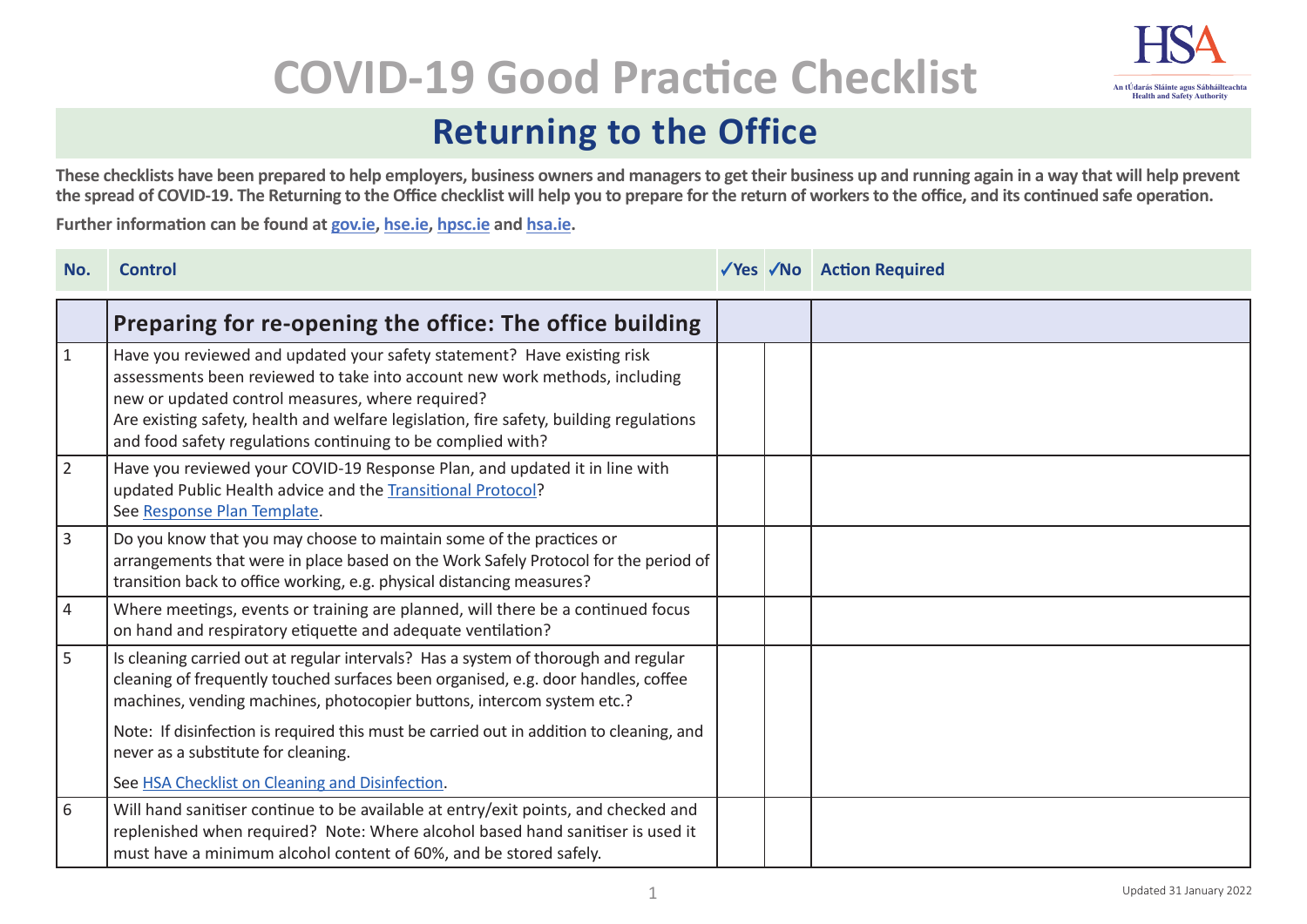# COVID-19 Good Practice Checklist

## Returning to the Office

**These checklists have been prepared to help employers, business owners and managers to get their business up and running again in a way that will help prevent the spread of COVID-19. The Returning to the Office checklist will help you to prepare for the return of workers to the office, and its continued safe operation.**

**Further information can be found at gov.ie, hse.ie, hpsc.ie and hsa.ie.**

| No. | Control | ✓Yes | ✓No | Action Required |
|---|---|---|---|---|
| | **Preparing for re-opening the office: The office building** | | | |
| 1 | Have you reviewed and updated your safety statement? Have existing risk assessments been reviewed to take into account new work methods, including new or updated control measures, where required? Are existing safety, health and welfare legislation, fire safety, building regulations and food safety regulations continuing to be complied with? | | | |
| 2 | Have you reviewed your COVID-19 Response Plan, and updated it in line with updated Public Health advice and the Transitional Protocol? See Response Plan Template. | | | |
| 3 | Do you know that you may choose to maintain some of the practices or arrangements that were in place based on the Work Safely Protocol for the period of transition back to office working, e.g. physical distancing measures? | | | |
| 4 | Where meetings, events or training are planned, will there be a continued focus on hand and respiratory etiquette and adequate ventilation? | | | |
| 5 | Is cleaning carried out at regular intervals? Has a system of thorough and regular cleaning of frequently touched surfaces been organised, e.g. door handles, coffee machines, vending machines, photocopier buttons, intercom system etc.? Note: If disinfection is required this must be carried out in addition to cleaning, and never as a substitute for cleaning. See HSA Checklist on Cleaning and Disinfection. | | | |
| 6 | Will hand sanitiser continue to be available at entry/exit points, and checked and replenished when required? Note: Where alcohol based hand sanitiser is used it must have a minimum alcohol content of 60%, and be stored safely. | | | |

Updated 31 January 2022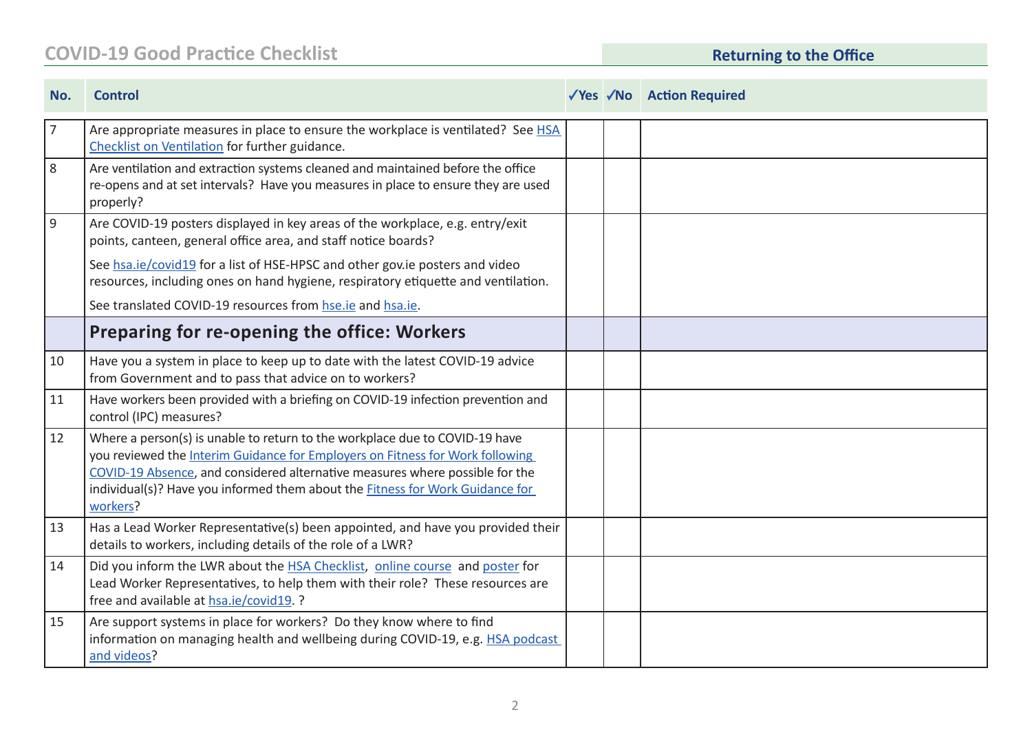| No. | Control | ✓Yes | ✓No | Action Required |
|---|---|---|---|---|
| 7 | Are appropriate measures in place to ensure the workplace is ventilated? See HSA Checklist on Ventilation for further guidance. | | | |
| 8 | Are ventilation and extraction systems cleaned and maintained before the office re-opens and at set intervals? Have you measures in place to ensure they are used properly? | | | |
| 9 | Are COVID-19 posters displayed in key areas of the workplace, e.g. entry/exit points, canteen, general office area, and staff notice boards? See hsa.ie/covid19 for a list of HSE-HPSC and other gov.ie posters and video resources, including ones on hand hygiene, respiratory etiquette and ventilation. See translated COVID-19 resources from hse.ie and hsa.ie. | | | |
| | **Preparing for re-opening the office: Workers** | | | |
| 10 | Have you a system in place to keep up to date with the latest COVID-19 advice from Government and to pass that advice on to workers? | | | |
| 11 | Have workers been provided with a briefing on COVID-19 infection prevention and control (IPC) measures? | | | |
| 12 | Where a person(s) is unable to return to the workplace due to COVID-19 have you reviewed the Interim Guidance for Employers on Fitness for Work following COVID-19 Absence, and considered alternative measures where possible for the individual(s)? Have you informed them about the Fitness for Work Guidance for workers? | | | |
| 13 | Has a Lead Worker Representative(s) been appointed, and have you provided their details to workers, including details of the role of a LWR? | | | |
| 14 | Did you inform the LWR about the HSA Checklist, online course and poster for Lead Worker Representatives, to help them with their role? These resources are free and available at hsa.ie/covid19. ? | | | |
| 15 | Are support systems in place for workers? Do they know where to find information on managing health and wellbeing during COVID-19, e.g. HSA podcast and videos? | | | |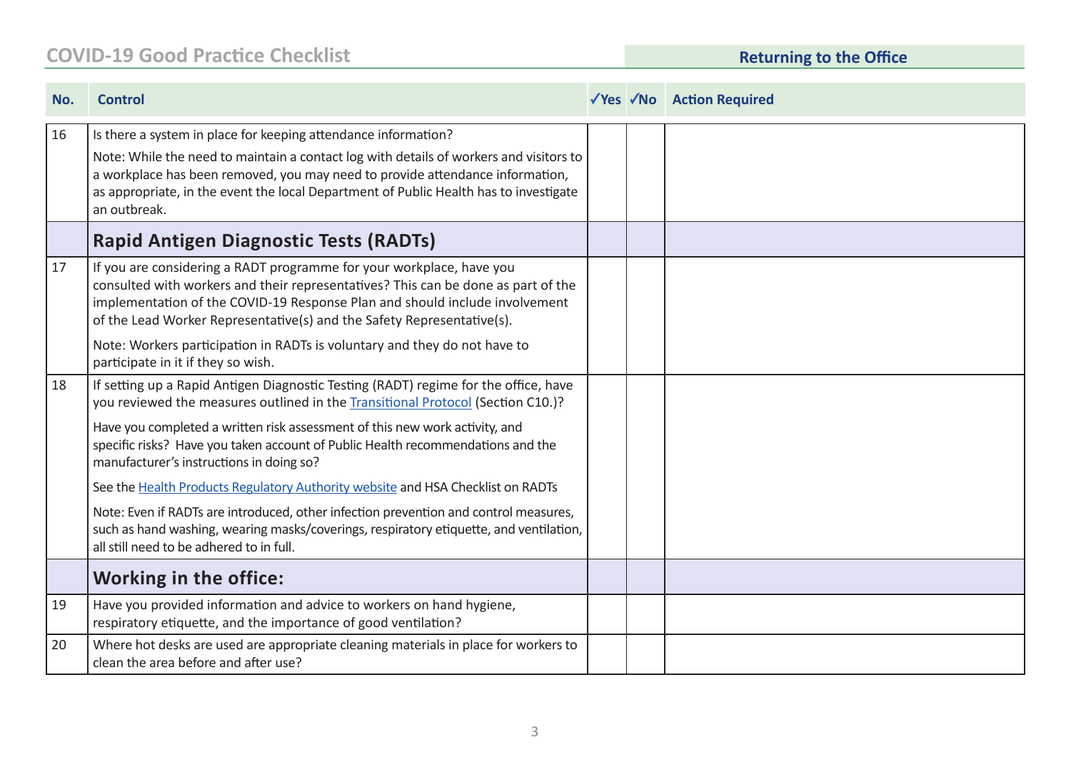| No. | Control | ✓Yes | ✓No | Action Required |
|---|---|---|---|---|
| 16 | Is there a system in place for keeping attendance information?<br><br>Note: While the need to maintain a contact log with details of workers and visitors to a workplace has been removed, you may need to provide attendance information, as appropriate, in the event the local Department of Public Health has to investigate an outbreak. | | | |
| | **Rapid Antigen Diagnostic Tests (RADTs)** | | | |
| 17 | If you are considering a RADT programme for your workplace, have you consulted with workers and their representatives? This can be done as part of the implementation of the COVID-19 Response Plan and should include involvement of the Lead Worker Representative(s) and the Safety Representative(s).<br><br>Note: Workers participation in RADTs is voluntary and they do not have to participate in it if they so wish. | | | |
| 18 | If setting up a Rapid Antigen Diagnostic Testing (RADT) regime for the office, have you reviewed the measures outlined in the Transitional Protocol (Section C10.)?<br><br>Have you completed a written risk assessment of this new work activity, and specific risks? Have you taken account of Public Health recommendations and the manufacturer's instructions in doing so?<br><br>See the Health Products Regulatory Authority website and HSA Checklist on RADTs<br><br>Note: Even if RADTs are introduced, other infection prevention and control measures, such as hand washing, wearing masks/coverings, respiratory etiquette, and ventilation, all still need to be adhered to in full. | | | |
| | **Working in the office:** | | | |
| 19 | Have you provided information and advice to workers on hand hygiene, respiratory etiquette, and the importance of good ventilation? | | | |
| 20 | Where hot desks are used are appropriate cleaning materials in place for workers to clean the area before and after use? | | | |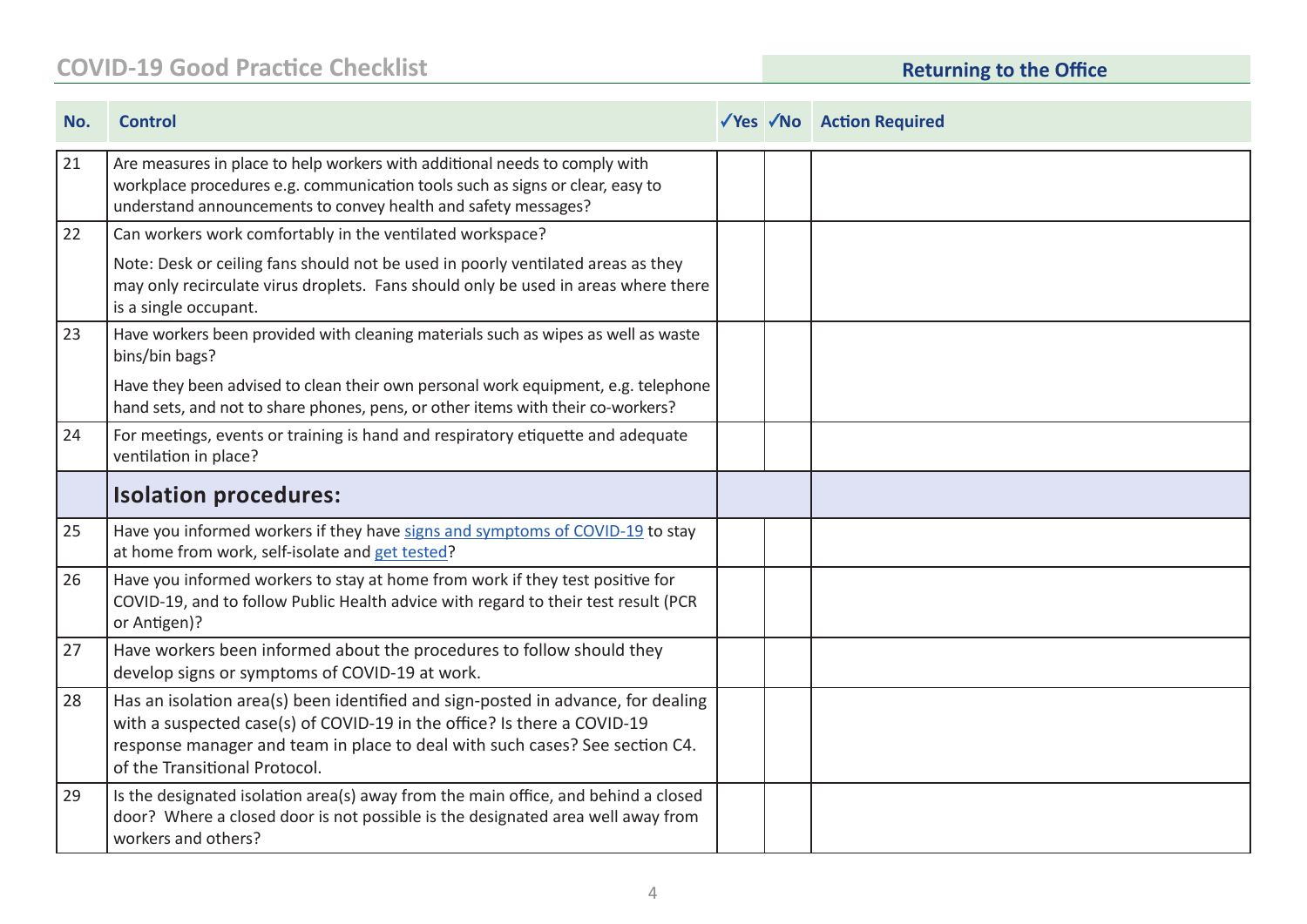| No. | Control | ✓Yes | ✓No | Action Required |
|---|---|---|---|---|
| 21 | Are measures in place to help workers with additional needs to comply with workplace procedures e.g. communication tools such as signs or clear, easy to understand announcements to convey health and safety messages? | | | |
| 22 | Can workers work comfortably in the ventilated workspace?<br><br>Note: Desk or ceiling fans should not be used in poorly ventilated areas as they may only recirculate virus droplets. Fans should only be used in areas where there is a single occupant. | | | |
| 23 | Have workers been provided with cleaning materials such as wipes as well as waste bins/bin bags?<br><br>Have they been advised to clean their own personal work equipment, e.g. telephone hand sets, and not to share phones, pens, or other items with their co-workers? | | | |
| 24 | For meetings, events or training is hand and respiratory etiquette and adequate ventilation in place? | | | |
| | **Isolation procedures:** | | | |
| 25 | Have you informed workers if they have [signs and symptoms of COVID-19]() to stay at home from work, self-isolate and [get tested]()? | | | |
| 26 | Have you informed workers to stay at home from work if they test positive for COVID-19, and to follow Public Health advice with regard to their test result (PCR or Antigen)? | | | |
| 27 | Have workers been informed about the procedures to follow should they develop signs or symptoms of COVID-19 at work. | | | |
| 28 | Has an isolation area(s) been identified and sign-posted in advance, for dealing with a suspected case(s) of COVID-19 in the office? Is there a COVID-19 response manager and team in place to deal with such cases? See section C4. of the Transitional Protocol. | | | |
| 29 | Is the designated isolation area(s) away from the main office, and behind a closed door? Where a closed door is not possible is the designated area well away from workers and others? | | | |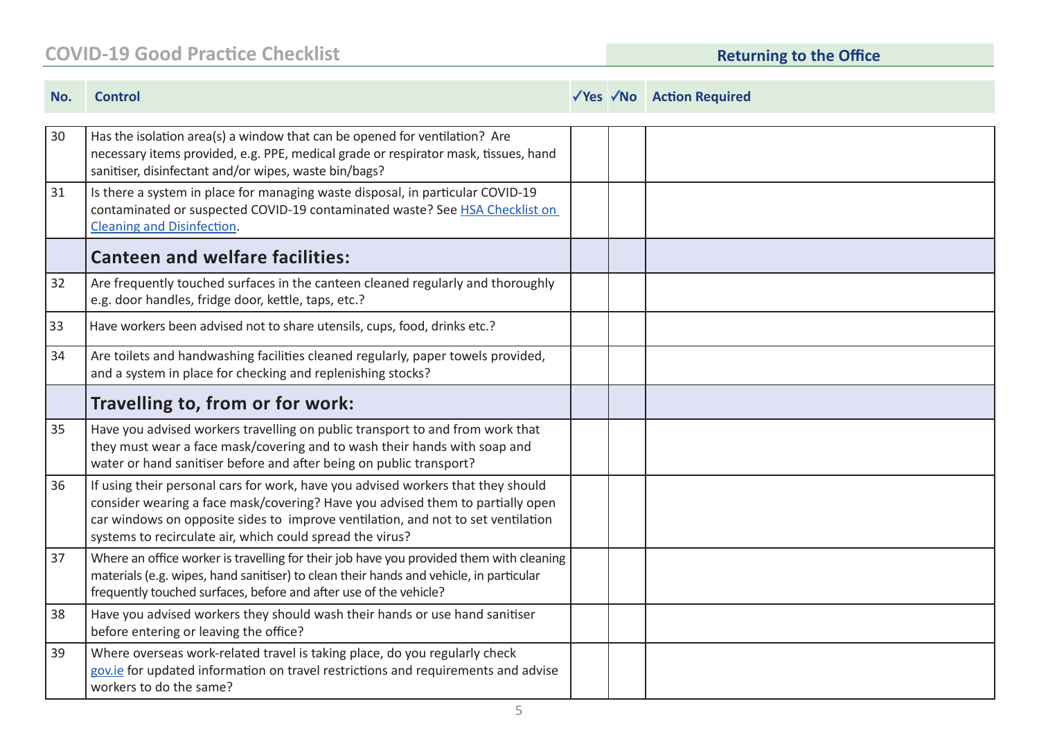| No. | Control | ✓Yes | ✓No | Action Required |
|---|---|---|---|---|
| 30 | Has the isolation area(s) a window that can be opened for ventilation? Are necessary items provided, e.g. PPE, medical grade or respirator mask, tissues, hand sanitiser, disinfectant and/or wipes, waste bin/bags? | | | |
| 31 | Is there a system in place for managing waste disposal, in particular COVID-19 contaminated or suspected COVID-19 contaminated waste? See [HSA Checklist on Cleaning and Disinfection](). | | | |
| | **Canteen and welfare facilities:** | | | |
| 32 | Are frequently touched surfaces in the canteen cleaned regularly and thoroughly e.g. door handles, fridge door, kettle, taps, etc.? | | | |
| 33 | Have workers been advised not to share utensils, cups, food, drinks etc.? | | | |
| 34 | Are toilets and handwashing facilities cleaned regularly, paper towels provided, and a system in place for checking and replenishing stocks? | | | |
| | **Travelling to, from or for work:** | | | |
| 35 | Have you advised workers travelling on public transport to and from work that they must wear a face mask/covering and to wash their hands with soap and water or hand sanitiser before and after being on public transport? | | | |
| 36 | If using their personal cars for work, have you advised workers that they should consider wearing a face mask/covering? Have you advised them to partially open car windows on opposite sides to improve ventilation, and not to set ventilation systems to recirculate air, which could spread the virus? | | | |
| 37 | Where an office worker is travelling for their job have you provided them with cleaning materials (e.g. wipes, hand sanitiser) to clean their hands and vehicle, in particular frequently touched surfaces, before and after use of the vehicle? | | | |
| 38 | Have you advised workers they should wash their hands or use hand sanitiser before entering or leaving the office? | | | |
| 39 | Where overseas work-related travel is taking place, do you regularly check [gov.ie]() for updated information on travel restrictions and requirements and advise workers to do the same? | | | |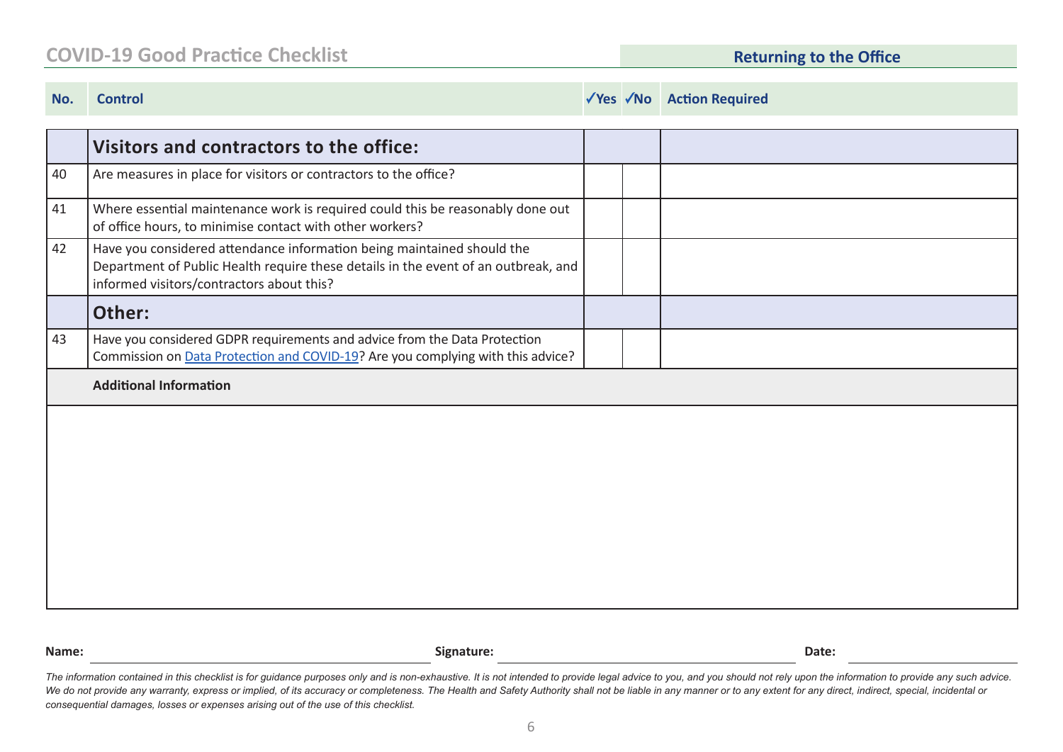## COVID-19 Good Practice Checklist

**Returning to the Office**

| No. | Control | ✓Yes | ✓No | Action Required |
|---|---|---|---|---|
| | **Visitors and contractors to the office:** | | | |
| 40 | Are measures in place for visitors or contractors to the office? | | | |
| 41 | Where essential maintenance work is required could this be reasonably done out of office hours, to minimise contact with other workers? | | | |
| 42 | Have you considered attendance information being maintained should the Department of Public Health require these details in the event of an outbreak, and informed visitors/contractors about this? | | | |
| | **Other:** | | | |
| 43 | Have you considered GDPR requirements and advice from the Data Protection Commission on Data Protection and COVID-19? Are you complying with this advice? | | | |

**Additional Information**

**Name:** ____________________ **Signature:** ____________________ **Date:** ____________________

*The information contained in this checklist is for guidance purposes only and is non-exhaustive. It is not intended to provide legal advice to you, and you should not rely upon the information to provide any such advice. We do not provide any warranty, express or implied, of its accuracy or completeness. The Health and Safety Authority shall not be liable in any manner or to any extent for any direct, indirect, special, incidental or consequential damages, losses or expenses arising out of the use of this checklist.*